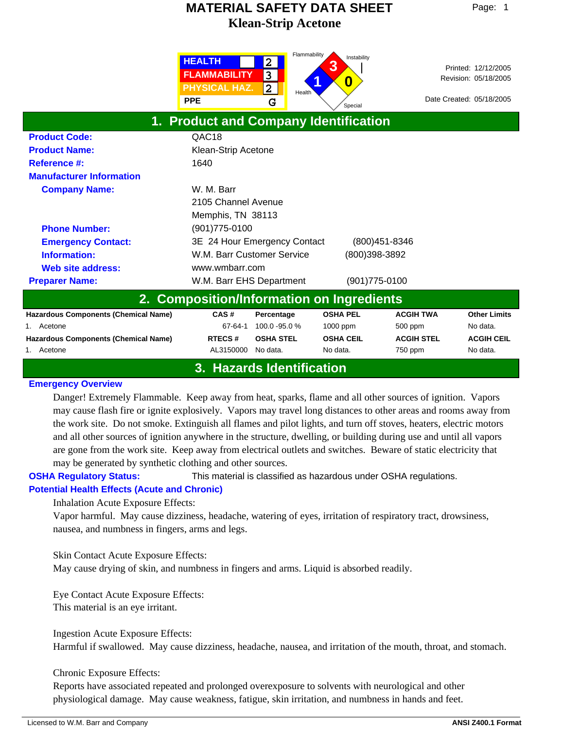# MATERIAL SAFETY DATA SHEET

# Klean-Strip Acetone

| HMIS | |
|---|---|
| HEALTH | 2 |
| FLAMMABILITY | 3 |
| PHYSICAL HAZ. | 2 |
| PPE | G |

NFPA: Flammability 3, Health 1, Instability 0, Special

Printed: 12/12/2005
Revision: 05/18/2005

Date Created: 05/18/2005

## 1. Product and Company Identification

**Product Code:** QAC18

**Product Name:** Klean-Strip Acetone

**Reference #:** 1640

**Manufacturer Information**

**Company Name:** W. M. Barr
2105 Channel Avenue
Memphis, TN 38113

**Phone Number:** (901)775-0100

**Emergency Contact:** 3E 24 Hour Emergency Contact (800)451-8346

**Information:** W.M. Barr Customer Service (800)398-3892

**Web site address:** www.wmbarr.com

**Preparer Name:** W.M. Barr EHS Department (901)775-0100

## 2. Composition/Information on Ingredients

| Hazardous Components (Chemical Name) | CAS # | Percentage | OSHA PEL | ACGIH TWA | Other Limits |
|---|---|---|---|---|---|
| 1. Acetone | 67-64-1 | 100.0 -95.0 % | 1000 ppm | 500 ppm | No data. |

| Hazardous Components (Chemical Name) | RTECS # | OSHA STEL | OSHA CEIL | ACGIH STEL | ACGIH CEIL |
|---|---|---|---|---|---|
| 1. Acetone | AL3150000 | No data. | No data. | 750 ppm | No data. |

## 3. Hazards Identification

**Emergency Overview**

Danger! Extremely Flammable. Keep away from heat, sparks, flame and all other sources of ignition. Vapors may cause flash fire or ignite explosively. Vapors may travel long distances to other areas and rooms away from the work site. Do not smoke. Extinguish all flames and pilot lights, and turn off stoves, heaters, electric motors and all other sources of ignition anywhere in the structure, dwelling, or building during use and until all vapors are gone from the work site. Keep away from electrical outlets and switches. Beware of static electricity that may be generated by synthetic clothing and other sources.

**OSHA Regulatory Status:** This material is classified as hazardous under OSHA regulations.

**Potential Health Effects (Acute and Chronic)**

Inhalation Acute Exposure Effects:
Vapor harmful. May cause dizziness, headache, watering of eyes, irritation of respiratory tract, drowsiness, nausea, and numbness in fingers, arms and legs.

Skin Contact Acute Exposure Effects:
May cause drying of skin, and numbness in fingers and arms. Liquid is absorbed readily.

Eye Contact Acute Exposure Effects:
This material is an eye irritant.

Ingestion Acute Exposure Effects:
Harmful if swallowed. May cause dizziness, headache, nausea, and irritation of the mouth, throat, and stomach.

Chronic Exposure Effects:
Reports have associated repeated and prolonged overexposure to solvents with neurological and other physiological damage. May cause weakness, fatigue, skin irritation, and numbness in hands and feet.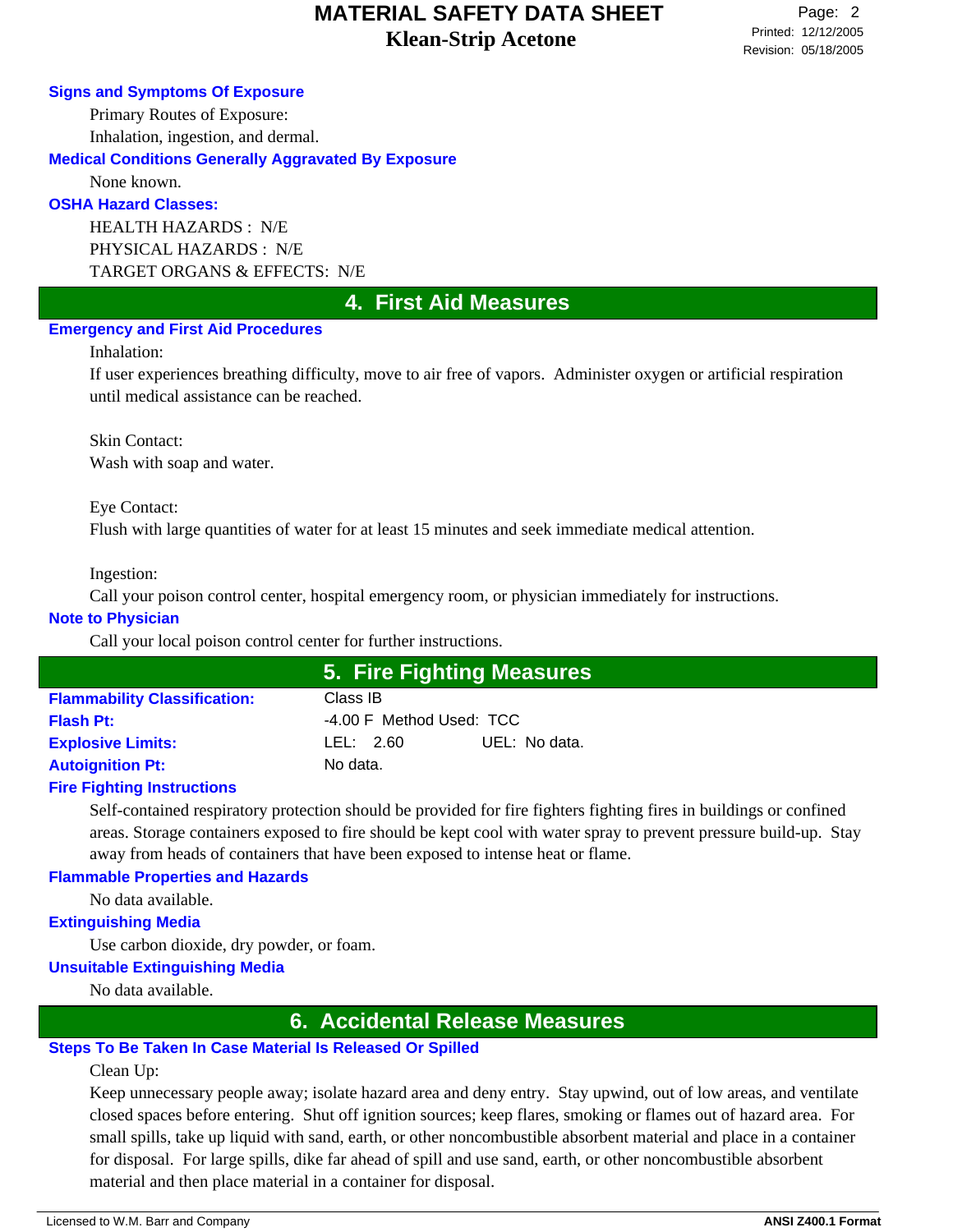### Signs and Symptoms Of Exposure

Primary Routes of Exposure:
Inhalation, ingestion, and dermal.

### Medical Conditions Generally Aggravated By Exposure

None known.

### OSHA Hazard Classes:

HEALTH HAZARDS : N/E
PHYSICAL HAZARDS : N/E
TARGET ORGANS & EFFECTS: N/E

## 4. First Aid Measures

### Emergency and First Aid Procedures

Inhalation:
If user experiences breathing difficulty, move to air free of vapors. Administer oxygen or artificial respiration until medical assistance can be reached.

Skin Contact:
Wash with soap and water.

Eye Contact:
Flush with large quantities of water for at least 15 minutes and seek immediate medical attention.

Ingestion:
Call your poison control center, hospital emergency room, or physician immediately for instructions.

### Note to Physician

Call your local poison control center for further instructions.

## 5. Fire Fighting Measures

| | |
|---|---|
| **Flammability Classification:** | Class IB |
| **Flash Pt:** | -4.00 F Method Used: TCC |
| **Explosive Limits:** | LEL: 2.60 UEL: No data. |
| **Autoignition Pt:** | No data. |

### Fire Fighting Instructions

Self-contained respiratory protection should be provided for fire fighters fighting fires in buildings or confined areas. Storage containers exposed to fire should be kept cool with water spray to prevent pressure build-up. Stay away from heads of containers that have been exposed to intense heat or flame.

### Flammable Properties and Hazards

No data available.

### Extinguishing Media

Use carbon dioxide, dry powder, or foam.

### Unsuitable Extinguishing Media

No data available.

## 6. Accidental Release Measures

### Steps To Be Taken In Case Material Is Released Or Spilled

Clean Up:
Keep unnecessary people away; isolate hazard area and deny entry. Stay upwind, out of low areas, and ventilate closed spaces before entering. Shut off ignition sources; keep flares, smoking or flames out of hazard area. For small spills, take up liquid with sand, earth, or other noncombustible absorbent material and place in a container for disposal. For large spills, dike far ahead of spill and use sand, earth, or other noncombustible absorbent material and then place material in a container for disposal.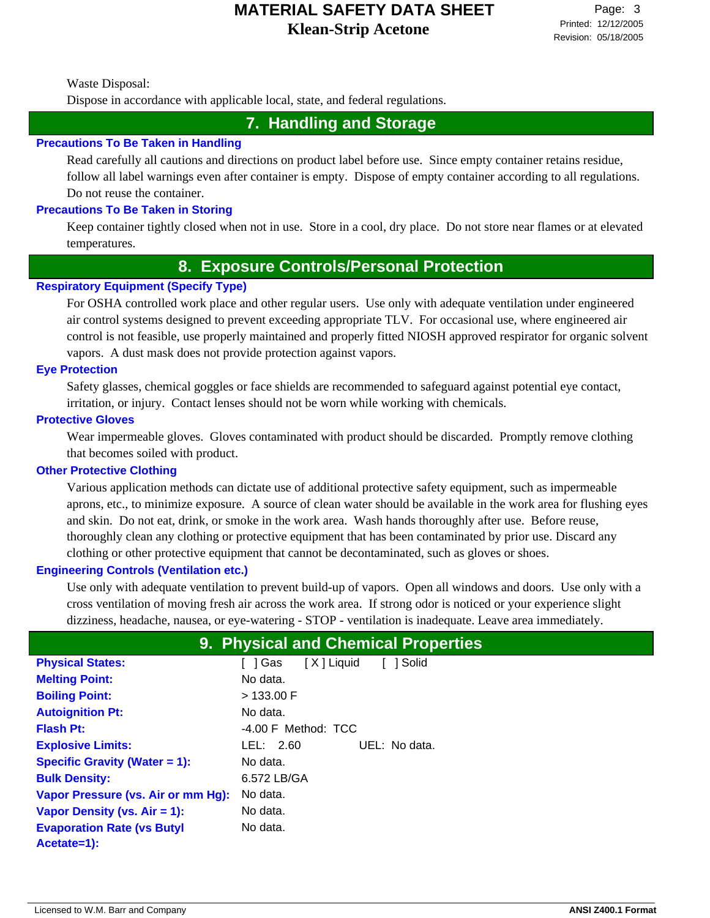Waste Disposal:

Dispose in accordance with applicable local, state, and federal regulations.

## 7. Handling and Storage

### Precautions To Be Taken in Handling

Read carefully all cautions and directions on product label before use. Since empty container retains residue, follow all label warnings even after container is empty. Dispose of empty container according to all regulations. Do not reuse the container.

### Precautions To Be Taken in Storing

Keep container tightly closed when not in use. Store in a cool, dry place. Do not store near flames or at elevated temperatures.

## 8. Exposure Controls/Personal Protection

### Respiratory Equipment (Specify Type)

For OSHA controlled work place and other regular users. Use only with adequate ventilation under engineered air control systems designed to prevent exceeding appropriate TLV. For occasional use, where engineered air control is not feasible, use properly maintained and properly fitted NIOSH approved respirator for organic solvent vapors. A dust mask does not provide protection against vapors.

### Eye Protection

Safety glasses, chemical goggles or face shields are recommended to safeguard against potential eye contact, irritation, or injury. Contact lenses should not be worn while working with chemicals.

### Protective Gloves

Wear impermeable gloves. Gloves contaminated with product should be discarded. Promptly remove clothing that becomes soiled with product.

### Other Protective Clothing

Various application methods can dictate use of additional protective safety equipment, such as impermeable aprons, etc., to minimize exposure. A source of clean water should be available in the work area for flushing eyes and skin. Do not eat, drink, or smoke in the work area. Wash hands thoroughly after use. Before reuse, thoroughly clean any clothing or protective equipment that has been contaminated by prior use. Discard any clothing or other protective equipment that cannot be decontaminated, such as gloves or shoes.

### Engineering Controls (Ventilation etc.)

Use only with adequate ventilation to prevent build-up of vapors. Open all windows and doors. Use only with a cross ventilation of moving fresh air across the work area. If strong odor is noticed or your experience slight dizziness, headache, nausea, or eye-watering - STOP - ventilation is inadequate. Leave area immediately.

## 9. Physical and Chemical Properties

| Property | Value |
|---|---|
| **Physical States:** | [ ] Gas [ X ] Liquid [ ] Solid |
| **Melting Point:** | No data. |
| **Boiling Point:** | > 133.00 F |
| **Autoignition Pt:** | No data. |
| **Flash Pt:** | -4.00 F Method: TCC |
| **Explosive Limits:** | LEL: 2.60 UEL: No data. |
| **Specific Gravity (Water = 1):** | No data. |
| **Bulk Density:** | 6.572 LB/GA |
| **Vapor Pressure (vs. Air or mm Hg):** | No data. |
| **Vapor Density (vs. Air = 1):** | No data. |
| **Evaporation Rate (vs Butyl Acetate=1):** | No data. |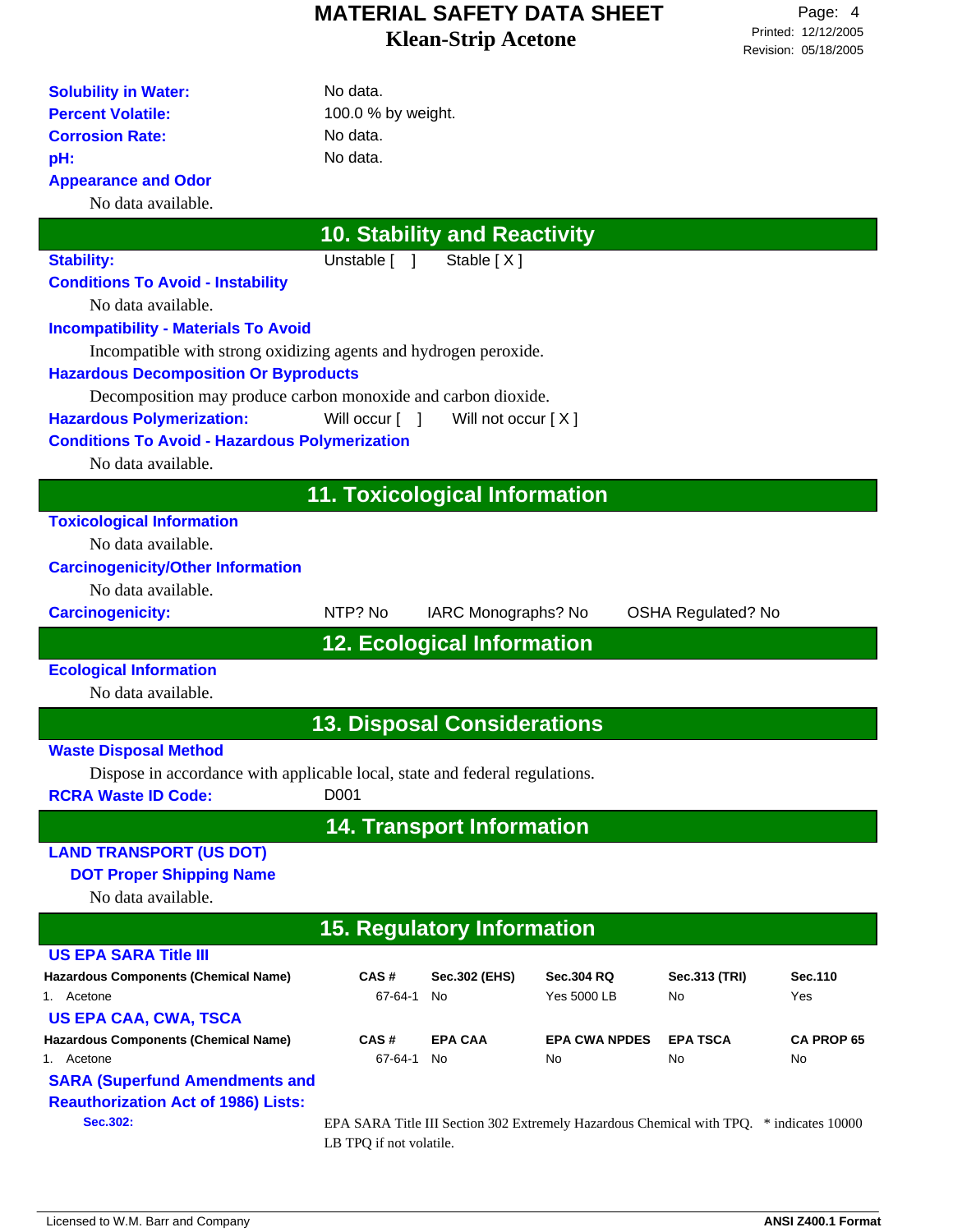**Solubility in Water:** No data.

**Percent Volatile:** 100.0 % by weight.

**Corrosion Rate:** No data.

**pH:** No data.

**Appearance and Odor**

No data available.

## 10. Stability and Reactivity

**Stability:** Unstable [ ] Stable [ X ]

**Conditions To Avoid - Instability**

No data available.

**Incompatibility - Materials To Avoid**

Incompatible with strong oxidizing agents and hydrogen peroxide.

**Hazardous Decomposition Or Byproducts**

Decomposition may produce carbon monoxide and carbon dioxide.

**Hazardous Polymerization:** Will occur [ ] Will not occur [ X ]

**Conditions To Avoid - Hazardous Polymerization**

No data available.

## 11. Toxicological Information

**Toxicological Information**

No data available.

**Carcinogenicity/Other Information**

No data available.

**Carcinogenicity:** NTP? No IARC Monographs? No OSHA Regulated? No

## 12. Ecological Information

**Ecological Information**

No data available.

## 13. Disposal Considerations

**Waste Disposal Method**

Dispose in accordance with applicable local, state and federal regulations.

**RCRA Waste ID Code:** D001

## 14. Transport Information

**LAND TRANSPORT (US DOT)**

**DOT Proper Shipping Name**

No data available.

## 15. Regulatory Information

**US EPA SARA Title III**

| Hazardous Components (Chemical Name) | CAS # | Sec.302 (EHS) | Sec.304 RQ | Sec.313 (TRI) | Sec.110 |
|---|---|---|---|---|---|
| 1. Acetone | 67-64-1 | No | Yes 5000 LB | No | Yes |

**US EPA CAA, CWA, TSCA**

| Hazardous Components (Chemical Name) | CAS # | EPA CAA | EPA CWA NPDES | EPA TSCA | CA PROP 65 |
|---|---|---|---|---|---|
| 1. Acetone | 67-64-1 | No | No | No | No |

**SARA (Superfund Amendments and Reauthorization Act of 1986) Lists:**

**Sec.302:** EPA SARA Title III Section 302 Extremely Hazardous Chemical with TPQ. * indicates 10000 LB TPQ if not volatile.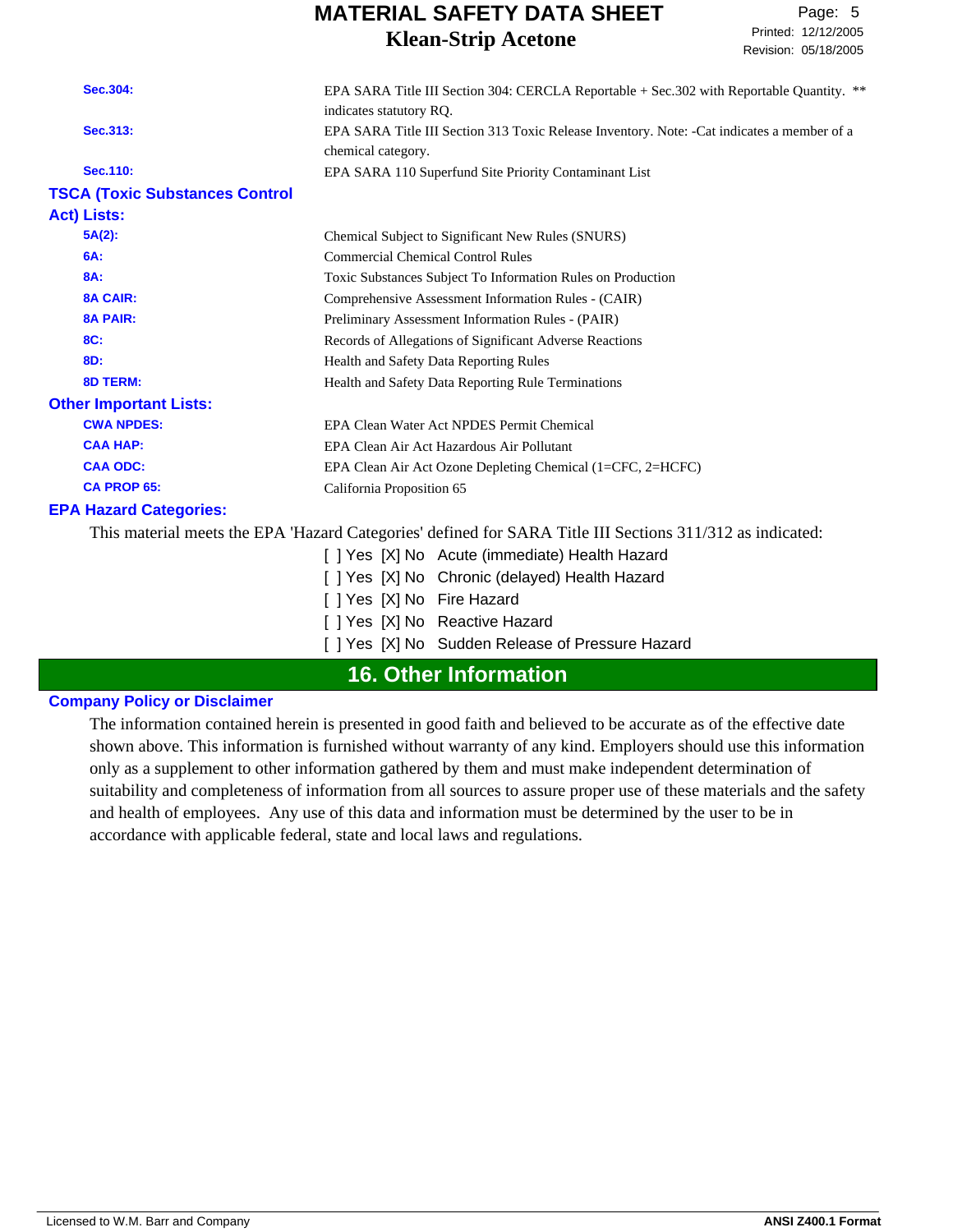| | |
|---|---|
| **Sec.304:** | EPA SARA Title III Section 304: CERCLA Reportable + Sec.302 with Reportable Quantity. ** indicates statutory RQ. |
| **Sec.313:** | EPA SARA Title III Section 313 Toxic Release Inventory. Note: -Cat indicates a member of a chemical category. |
| **Sec.110:** | EPA SARA 110 Superfund Site Priority Contaminant List |

### TSCA (Toxic Substances Control Act) Lists:

| | |
|---|---|
| **5A(2):** | Chemical Subject to Significant New Rules (SNURS) |
| **6A:** | Commercial Chemical Control Rules |
| **8A:** | Toxic Substances Subject To Information Rules on Production |
| **8A CAIR:** | Comprehensive Assessment Information Rules - (CAIR) |
| **8A PAIR:** | Preliminary Assessment Information Rules - (PAIR) |
| **8C:** | Records of Allegations of Significant Adverse Reactions |
| **8D:** | Health and Safety Data Reporting Rules |
| **8D TERM:** | Health and Safety Data Reporting Rule Terminations |

### Other Important Lists:

| | |
|---|---|
| **CWA NPDES:** | EPA Clean Water Act NPDES Permit Chemical |
| **CAA HAP:** | EPA Clean Air Act Hazardous Air Pollutant |
| **CAA ODC:** | EPA Clean Air Act Ozone Depleting Chemical (1=CFC, 2=HCFC) |
| **CA PROP 65:** | California Proposition 65 |

### EPA Hazard Categories:

This material meets the EPA 'Hazard Categories' defined for SARA Title III Sections 311/312 as indicated:

[ ] Yes [X] No Acute (immediate) Health Hazard
[ ] Yes [X] No Chronic (delayed) Health Hazard
[ ] Yes [X] No Fire Hazard
[ ] Yes [X] No Reactive Hazard
[ ] Yes [X] No Sudden Release of Pressure Hazard

## 16. Other Information

### Company Policy or Disclaimer

The information contained herein is presented in good faith and believed to be accurate as of the effective date shown above. This information is furnished without warranty of any kind. Employers should use this information only as a supplement to other information gathered by them and must make independent determination of suitability and completeness of information from all sources to assure proper use of these materials and the safety and health of employees. Any use of this data and information must be determined by the user to be in accordance with applicable federal, state and local laws and regulations.